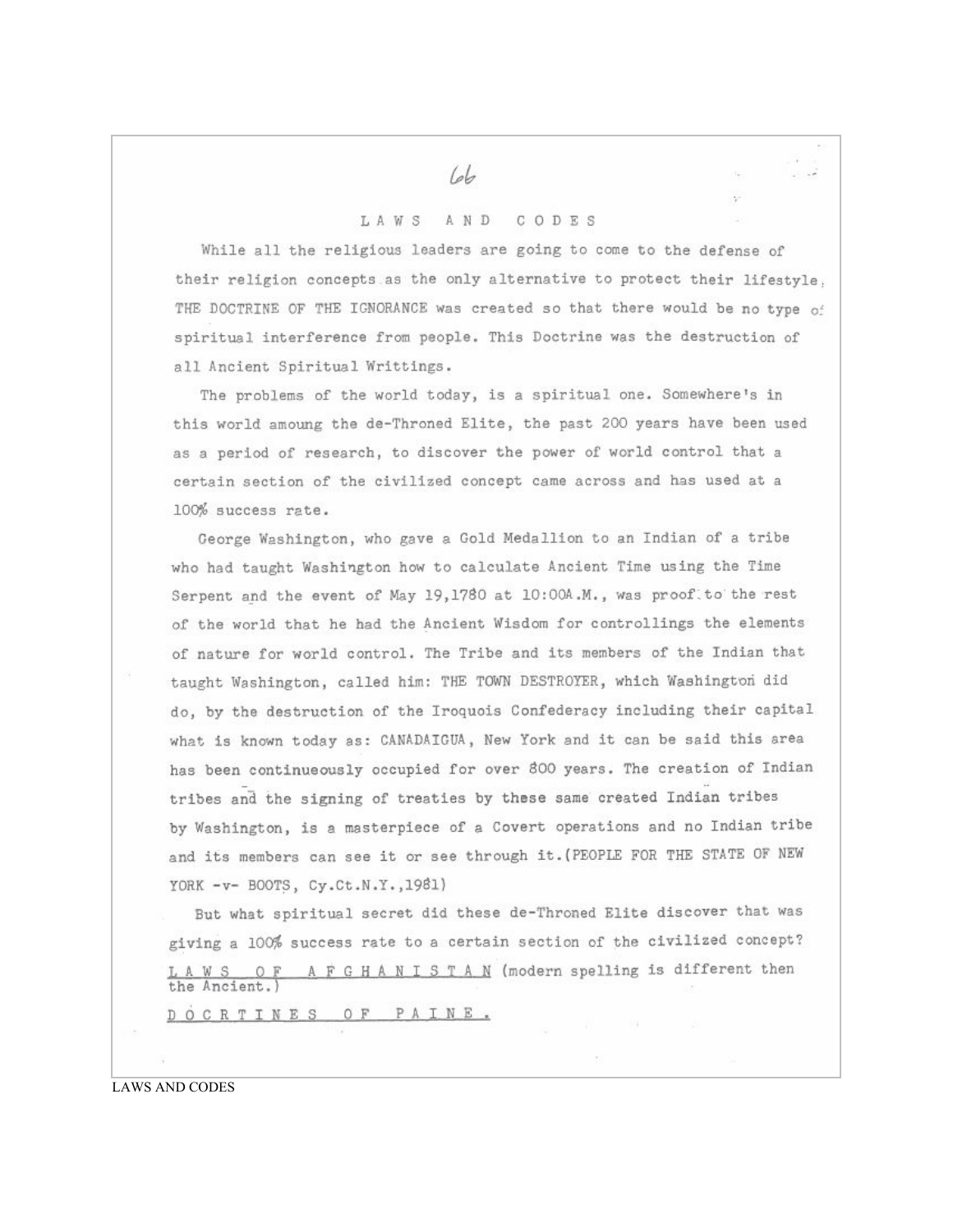## LAWS AND CODES

While all the religious leaders are going to come to the defense of their religion concepts as the only alternative to protect their lifestyle, THE DOCTRINE OF THE IGNORANCE was created so that there would be no type of spiritual interference from people. This Doctrine was the destruction of all Ancient Spiritual Writtings.

The problems of the world today, is a spiritual one. Somewhere's in this world amoung the de-Throned Elite, the past 200 years have been used as a period of research, to discover the power of world control that a certain section of the civilized concept came across and has used at a 100% success rate.

George Washington, who gave a Gold Medallion to an Indian of a tribe who had taught Washington how to calculate Ancient Time using the Time Serpent and the event of May 19,1780 at 10:00A.M., was proof to the rest of the world that he had the Ancient Wisdom for controllings the elements of nature for world control. The Tribe and its members of the Indian that taught Washington, called him: THE TOWN DESTROYER, which Washington did do, by the destruction of the Iroquois Confederacy including their capital what is known today as: CANADAIGUA, New York and it can be said this area has been continueously occupied for over 800 years. The creation of Indian tribes and the signing of treaties by these same created Indian tribes by Washington, is a masterpiece of a Covert operations and no Indian tribe and its members can see it or see through it.(PEOPLE FOR THE STATE OF NEW YORK -v- BOOTS, Cy.Ct.N.Y.,1981)

But what spiritual secret did these de-Throned Elite discover that was giving a 100% success rate to a certain section of the civilized concept?

LAWS OF AFGHANISTAN (modern spelling is different then the Ancient.)

DOCRTINES OF PAINE.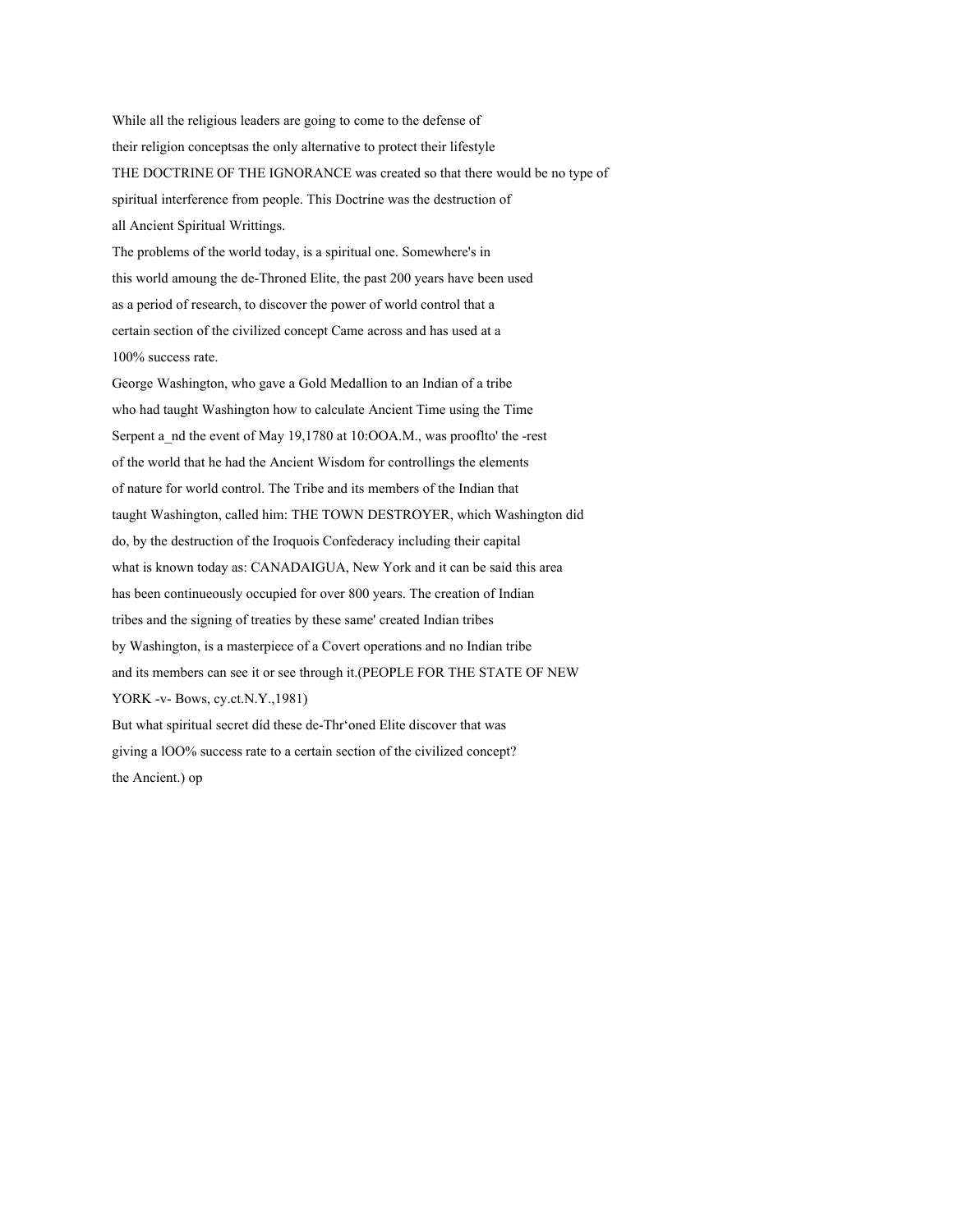While all the religious leaders are going to come to the defense of their religion conceptsas the only alternative to protect their lifestyle THE DOCTRINE OF THE IGNORANCE was created so that there would be no type of spiritual interference from people. This Doctrine was the destruction of all Ancient Spiritual Writtings.

The problems of the world today, is a spiritual one. Somewhere's in this world amoung the de-Throned Elite, the past 200 years have been used as a period of research, to discover the power of world control that a certain section of the civilized concept Came across and has used at a 100% success rate.

George Washington, who gave a Gold Medallion to an Indian of a tribe who had taught Washington how to calculate Ancient Time using the Time Serpent a_nd the event of May 19,1780 at 10:OOA.M., was prooflto' the -rest of the world that he had the Ancient Wisdom for controllings the elements of nature for world control. The Tribe and its members of the Indian that taught Washington, called him: THE TOWN DESTROYER, which Washington did do, by the destruction of the Iroquois Confederacy including their capital what is known today as: CANADAIGUA, New York and it can be said this area has been continueously occupied for over 800 years. The creation of Indian tribes and the signing of treaties by these same' created Indian tribes by Washington, is a masterpiece of a Covert operations and no Indian tribe and its members can see it or see through it.(PEOPLE FOR THE STATE OF NEW YORK -v- Bows, cy.ct.N.Y.,1981)

But what spiritual secret díd these de-Thr'oned Elite discover that was giving a lOO% success rate to a certain section of the civilized concept?

the Ancient.) op